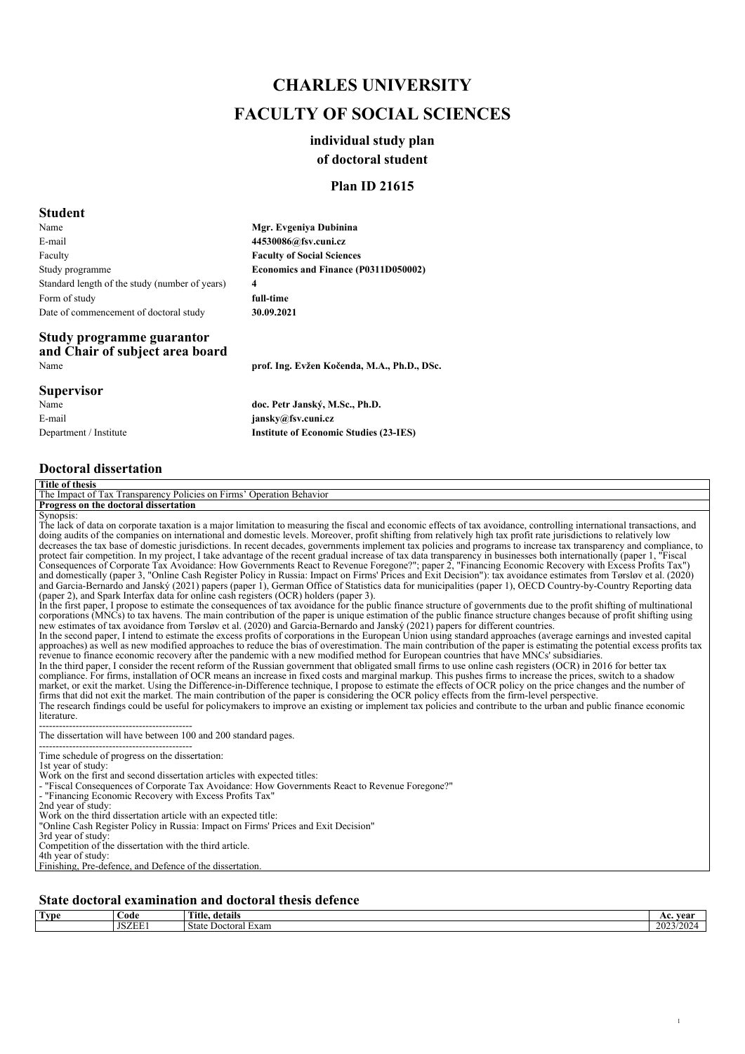# CHARLES UNIVERSITY

# FACULTY OF SOCIAL SCIENCES

### individual study plan

### of doctoral student

### Plan ID 21615

## Student

| | |
|---|---|
| Name | **Mgr. Evgeniya Dubinina** |
| E-mail | **44530086@fsv.cuni.cz** |
| Faculty | **Faculty of Social Sciences** |
| Study programme | **Economics and Finance (P0311D050002)** |
| Standard length of the study (number of years) | **4** |
| Form of study | **full-time** |
| Date of commencement of doctoral study | **30.09.2021** |

## Study programme guarantor and Chair of subject area board

| | |
|---|---|
| Name | **prof. Ing. Evžen Kočenda, M.A., Ph.D., DSc.** |

## Supervisor

| | |
|---|---|
| Name | **doc. Petr Janský, M.Sc., Ph.D.** |
| E-mail | **jansky@fsv.cuni.cz** |
| Department / Institute | **Institute of Economic Studies (23-IES)** |

## Doctoral dissertation

**Title of thesis**

The Impact of Tax Transparency Policies on Firms' Operation Behavior

**Progress on the doctoral dissertation**

Synopsis:
The lack of data on corporate taxation is a major limitation to measuring the fiscal and economic effects of tax avoidance, controlling international transactions, and doing audits of the companies on international and domestic levels. Moreover, profit shifting from relatively high tax profit rate jurisdictions to relatively low decreases the tax base of domestic jurisdictions. In recent decades, governments implement tax policies and programs to increase tax transparency and compliance, to protect fair competition. In my project, I take advantage of the recent gradual increase of tax data transparency in businesses both internationally (paper 1, "Fiscal Consequences of Corporate Tax Avoidance: How Governments React to Revenue Foregone?"; paper 2, "Financing Economic Recovery with Excess Profits Tax") and domestically (paper 3, "Online Cash Register Policy in Russia: Impact on Firms' Prices and Exit Decision"): tax avoidance estimates from Tørsløv et al. (2020) and Garcia-Bernardo and Janský (2021) papers (paper 1), German Office of Statistics data for municipalities (paper 1), OECD Country-by-Country Reporting data (paper 2), and Spark Interfax data for online cash registers (OCR) holders (paper 3).
In the first paper, I propose to estimate the consequences of tax avoidance for the public finance structure of governments due to the profit shifting of multinational corporations (MNCs) to tax havens. The main contribution of the paper is unique estimation of the public finance structure changes because of profit shifting using new estimates of tax avoidance from Tørsløv et al. (2020) and Garcia-Bernardo and Janský (2021) papers for different countries.
In the second paper, I intend to estimate the excess profits of corporations in the European Union using standard approaches (average earnings and invested capital approaches) as well as new modified approaches to reduce the bias of overestimation. The main contribution of the paper is estimating the potential excess profits tax revenue to finance economic recovery after the pandemic with a new modified method for European countries that have MNCs' subsidiaries.
In the third paper, I consider the recent reform of the Russian government that obligated small firms to use online cash registers (OCR) in 2016 for better tax compliance. For firms, installation of OCR means an increase in fixed costs and marginal markup. This pushes firms to increase the prices, switch to a shadow market, or exit the market. Using the Difference-in-Difference technique, I propose to estimate the effects of OCR policy on the price changes and the number of firms that did not exit the market. The main contribution of the paper is considering the OCR policy effects from the firm-level perspective.
The research findings could be useful for policymakers to improve an existing or implement tax policies and contribute to the urban and public finance economic literature.

----------------------------------------------

The dissertation will have between 100 and 200 standard pages.

----------------------------------------------

Time schedule of progress on the dissertation:
1st year of study:
Work on the first and second dissertation articles with expected titles:
- "Fiscal Consequences of Corporate Tax Avoidance: How Governments React to Revenue Foregone?"
- "Financing Economic Recovery with Excess Profits Tax"

2nd year of study:
Work on the third dissertation article with an expected title:
"Online Cash Register Policy in Russia: Impact on Firms' Prices and Exit Decision"
3rd year of study:
Competition of the dissertation with the third article.
4th year of study:
Finishing, Pre-defence, and Defence of the dissertation.

## State doctoral examination and doctoral thesis defence

| Type | Code | Title, details | Ac. year |
|---|---|---|---|
| | JSZEE1 | State Doctoral Exam | 2023/2024 |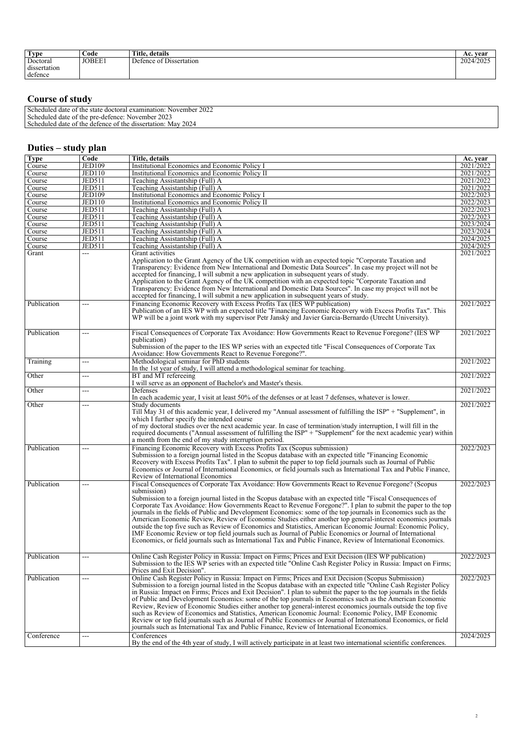| Type | Code | Title, details | Ac. year |
|---|---|---|---|
| Doctoral dissertation defence | JOBEE1 | Defence of Dissertation | 2024/2025 |

## Course of study

Scheduled date of the state doctoral examination: November 2022
Scheduled date of the pre-defence: November 2023
Scheduled date of the defence of the dissertation: May 2024

## Duties – study plan

| Type | Code | Title, details | Ac. year |
|---|---|---|---|
| Course | JED109 | Institutional Economics and Economic Policy I | 2021/2022 |
| Course | JED110 | Institutional Economics and Economic Policy II | 2021/2022 |
| Course | JED511 | Teaching Assistantship (Full) A | 2021/2022 |
| Course | JED511 | Teaching Assistantship (Full) A | 2021/2022 |
| Course | JED109 | Institutional Economics and Economic Policy I | 2022/2023 |
| Course | JED110 | Institutional Economics and Economic Policy II | 2022/2023 |
| Course | JED511 | Teaching Assistantship (Full) A | 2022/2023 |
| Course | JED511 | Teaching Assistantship (Full) A | 2022/2023 |
| Course | JED511 | Teaching Assistantship (Full) A | 2023/2024 |
| Course | JED511 | Teaching Assistantship (Full) A | 2023/2024 |
| Course | JED511 | Teaching Assistantship (Full) A | 2024/2025 |
| Course | JED511 | Teaching Assistantship (Full) A | 2024/2025 |
| Grant | --- | Grant activities<br>Application to the Grant Agency of the UK competition with an expected topic "Corporate Taxation and Transparency: Evidence from New International and Domestic Data Sources". In case my project will not be accepted for financing, I will submit a new application in subsequent years of study.<br>Application to the Grant Agency of the UK competition with an expected topic "Corporate Taxation and Transparency: Evidence from New International and Domestic Data Sources". In case my project will not be accepted for financing, I will submit a new application in subsequent years of study. | 2021/2022 |
| Publication | --- | Financing Economic Recovery with Excess Profits Tax (IES WP publication)<br>Publication of an IES WP with an expected title "Financing Economic Recovery with Excess Profits Tax". This WP will be a joint work with my supervisor Petr Janský and Javier Garcia-Bernardo (Utrecht University). | 2021/2022 |
| Publication | --- | Fiscal Consequences of Corporate Tax Avoidance: How Governments React to Revenue Foregone? (IES WP publication)<br>Submission of the paper to the IES WP series with an expected title "Fiscal Consequences of Corporate Tax Avoidance: How Governments React to Revenue Foregone?". | 2021/2022 |
| Training | --- | Methodological seminar for PhD students<br>In the 1st year of study, I will attend a methodological seminar for teaching. | 2021/2022 |
| Other | --- | BT and MT refereeing<br>I will serve as an opponent of Bachelor's and Master's thesis. | 2021/2022 |
| Other | --- | Defenses<br>In each academic year, I visit at least 50% of the defenses or at least 7 defenses, whatever is lower. | 2021/2022 |
| Other | --- | Study documents<br>Till May 31 of this academic year, I delivered my "Annual assessment of fulfilling the ISP" + "Supplement", in which I further specify the intended course of my doctoral studies over the next academic year. In case of termination/study interruption, I will fill in the required documents ("Annual assessment of fulfilling the ISP" + "Supplement" for the next academic year) within a month from the end of my study interruption period. | 2021/2022 |
| Publication | --- | Financing Economic Recovery with Excess Profits Tax (Scopus submission)<br>Submission to a foreign journal listed in the Scopus database with an expected title "Financing Economic Recovery with Excess Profits Tax". I plan to submit the paper to top field journals such as Journal of Public Economics or Journal of International Economics, or field journals such as International Tax and Public Finance, Review of International Economics | 2022/2023 |
| Publication | --- | Fiscal Consequences of Corporate Tax Avoidance: How Governments React to Revenue Foregone? (Scopus submission)<br>Submission to a foreign journal listed in the Scopus database with an expected title "Fiscal Consequences of Corporate Tax Avoidance: How Governments React to Revenue Foregone?". I plan to submit the paper to the top journals in the fields of Public and Development Economics: some of the top journals in Economics such as the American Economic Review, Review of Economic Studies either another top general-interest economics journals outside the top five such as Review of Economics and Statistics, American Economic Journal: Economic Policy, IMF Economic Review or top field journals such as Journal of Public Economics or Journal of International Economics, or field journals such as International Tax and Public Finance, Review of International Economics. | 2022/2023 |
| Publication | --- | Online Cash Register Policy in Russia: Impact on Firms; Prices and Exit Decision (IES WP publication)<br>Submission to the IES WP series with an expected title "Online Cash Register Policy in Russia: Impact on Firms; Prices and Exit Decision". | 2022/2023 |
| Publication | --- | Online Cash Register Policy in Russia: Impact on Firms; Prices and Exit Decision (Scopus Submission)<br>Submission to a foreign journal listed in the Scopus database with an expected title "Online Cash Register Policy in Russia: Impact on Firms; Prices and Exit Decision". I plan to submit the paper to the top journals in the fields of Public and Development Economics: some of the top journals in Economics such as the American Economic Review, Review of Economic Studies either another top general-interest economics journals outside the top five such as Review of Economics and Statistics, American Economic Journal: Economic Policy, IMF Economic Review or top field journals such as Journal of Public Economics or Journal of International Economics, or field journals such as International Tax and Public Finance, Review of International Economics. | 2022/2023 |
| Conference | --- | Conferences<br>By the end of the 4th year of study, I will actively participate in at least two international scientific conferences. | 2024/2025 |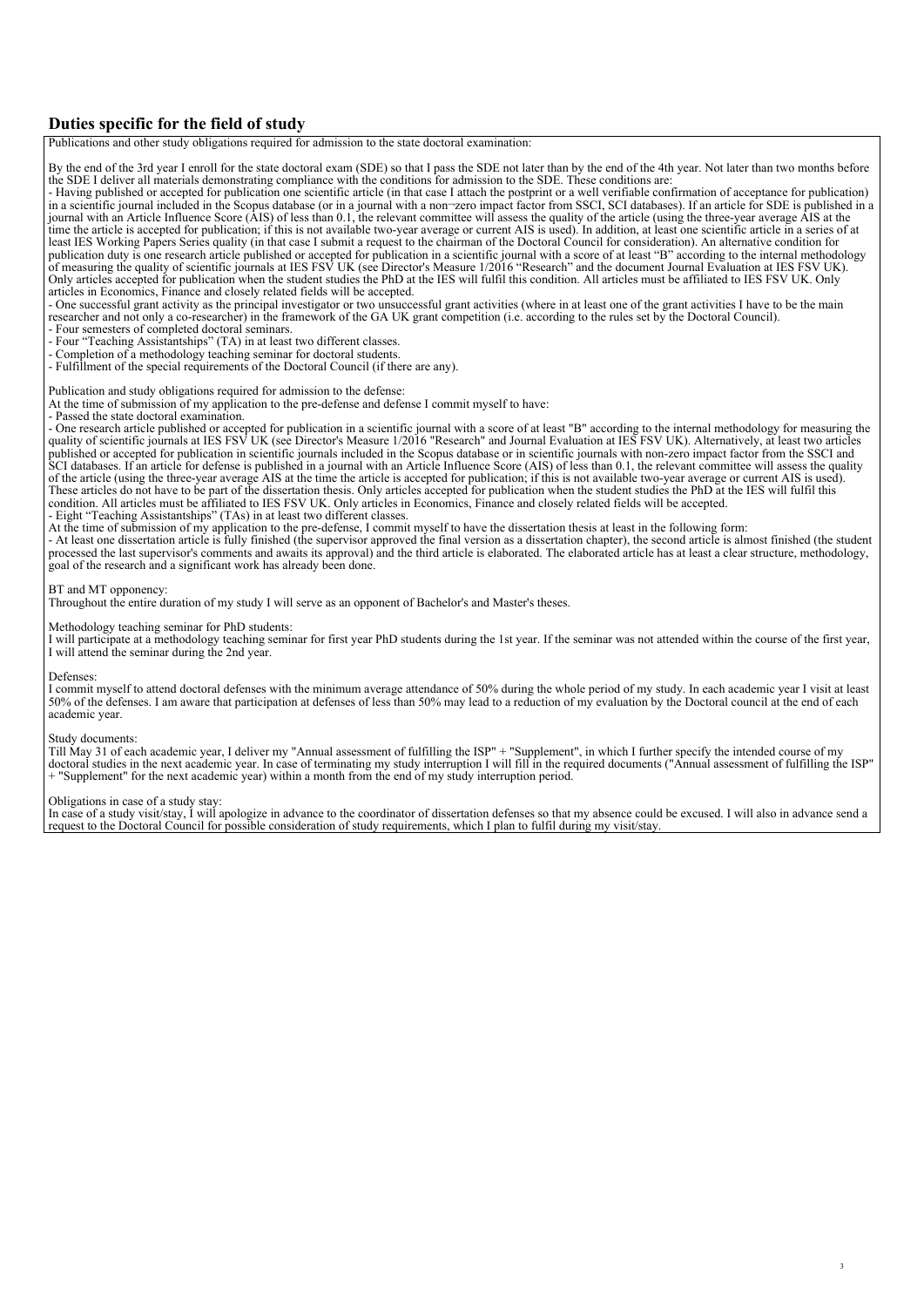## Duties specific for the field of study

Publications and other study obligations required for admission to the state doctoral examination:

By the end of the 3rd year I enroll for the state doctoral exam (SDE) so that I pass the SDE not later than by the end of the 4th year. Not later than two months before the SDE I deliver all materials demonstrating compliance with the conditions for admission to the SDE. These conditions are:

- Having published or accepted for publication one scientific article (in that case I attach the postprint or a well verifiable confirmation of acceptance for publication) in a scientific journal included in the Scopus database (or in a journal with a non-zero impact factor from SSCI, SCI databases). If an article for SDE is published in a journal with an Article Influence Score (AIS) of less than 0.1, the relevant committee will assess the quality of the article (using the three-year average AIS at the time the article is accepted for publication; if this is not available two-year average or current AIS is used). In addition, at least one scientific article in a series of at least IES Working Papers Series quality (in that case I submit a request to the chairman of the Doctoral Council for consideration). An alternative condition for publication duty is one research article published or accepted for publication in a scientific journal with a score of at least "B" according to the internal methodology of measuring the quality of scientific journals at IES FSV UK (see Director's Measure 1/2016 "Research" and the document Journal Evaluation at IES FSV UK). Only articles accepted for publication when the student studies the PhD at the IES will fulfil this condition. All articles must be affiliated to IES FSV UK. Only articles in Economics, Finance and closely related fields will be accepted.
- One successful grant activity as the principal investigator or two unsuccessful grant activities (where in at least one of the grant activities I have to be the main researcher and not only a co-researcher) in the framework of the GA UK grant competition (i.e. according to the rules set by the Doctoral Council).
- Four semesters of completed doctoral seminars.
- Four "Teaching Assistantships" (TA) in at least two different classes.
- Completion of a methodology teaching seminar for doctoral students.
- Fulfillment of the special requirements of the Doctoral Council (if there are any).

Publication and study obligations required for admission to the defense:

At the time of submission of my application to the pre-defense and defense I commit myself to have:

- Passed the state doctoral examination.
- One research article published or accepted for publication in a scientific journal with a score of at least "B" according to the internal methodology for measuring the quality of scientific journals at IES FSV UK (see Director's Measure 1/2016 "Research" and Journal Evaluation at IES FSV UK). Alternatively, at least two articles published or accepted for publication in scientific journals included in the Scopus database or in scientific journals with non-zero impact factor from the SSCI and SCI databases. If an article for defense is published in a journal with an Article Influence Score (AIS) of less than 0.1, the relevant committee will assess the quality of the article (using the three-year average AIS at the time the article is accepted for publication; if this is not available two-year average or current AIS is used). These articles do not have to be part of the dissertation thesis. Only articles accepted for publication when the student studies the PhD at the IES will fulfil this condition. All articles must be affiliated to IES FSV UK. Only articles in Economics, Finance and closely related fields will be accepted.
- Eight "Teaching Assistantships" (TAs) in at least two different classes.

At the time of submission of my application to the pre-defense, I commit myself to have the dissertation thesis at least in the following form:

- At least one dissertation article is fully finished (the supervisor approved the final version as a dissertation chapter), the second article is almost finished (the student processed the last supervisor's comments and awaits its approval) and the third article is elaborated. The elaborated article has at least a clear structure, methodology, goal of the research and a significant work has already been done.

BT and MT opponency:

Throughout the entire duration of my study I will serve as an opponent of Bachelor's and Master's theses.

Methodology teaching seminar for PhD students:

I will participate at a methodology teaching seminar for first year PhD students during the 1st year. If the seminar was not attended within the course of the first year, I will attend the seminar during the 2nd year.

Defenses:

I commit myself to attend doctoral defenses with the minimum average attendance of 50% during the whole period of my study. In each academic year I visit at least 50% of the defenses. I am aware that participation at defenses of less than 50% may lead to a reduction of my evaluation by the Doctoral council at the end of each academic year.

Study documents:

Till May 31 of each academic year, I deliver my "Annual assessment of fulfilling the ISP" + "Supplement", in which I further specify the intended course of my doctoral studies in the next academic year. In case of terminating my study interruption I will fill in the required documents ("Annual assessment of fulfilling the ISP" + "Supplement" for the next academic year) within a month from the end of my study interruption period.

Obligations in case of a study stay:

In case of a study visit/stay, I will apologize in advance to the coordinator of dissertation defenses so that my absence could be excused. I will also in advance send a request to the Doctoral Council for possible consideration of study requirements, which I plan to fulfil during my visit/stay.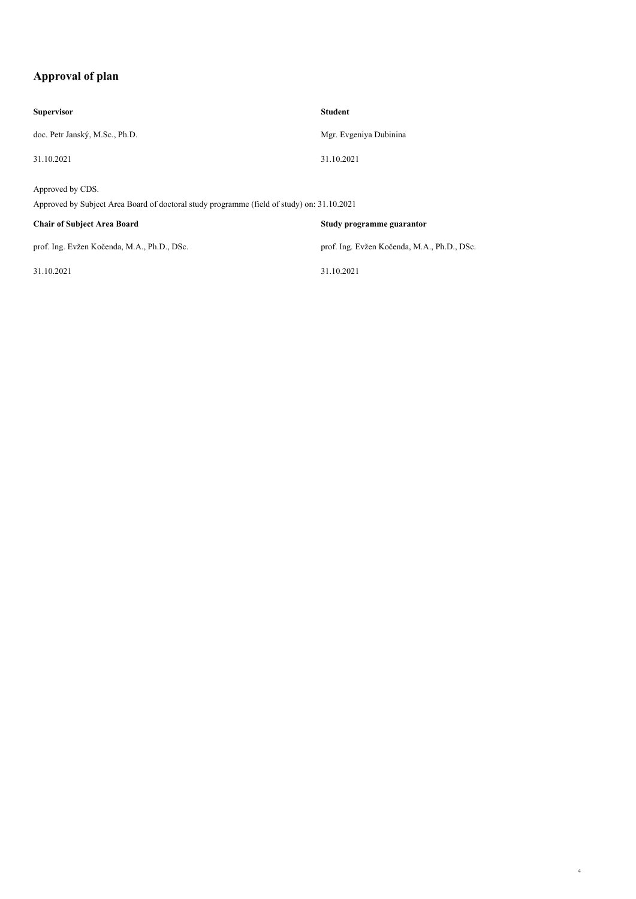# Approval of plan

| | |
|---|---|
| **Supervisor** | **Student** |
| doc. Petr Janský, M.Sc., Ph.D. | Mgr. Evgeniya Dubinina |
| 31.10.2021 | 31.10.2021 |

Approved by CDS.

Approved by Subject Area Board of doctoral study programme (field of study) on: 31.10.2021

| | |
|---|---|
| **Chair of Subject Area Board** | **Study programme guarantor** |
| prof. Ing. Evžen Kočenda, M.A., Ph.D., DSc. | prof. Ing. Evžen Kočenda, M.A., Ph.D., DSc. |
| 31.10.2021 | 31.10.2021 |